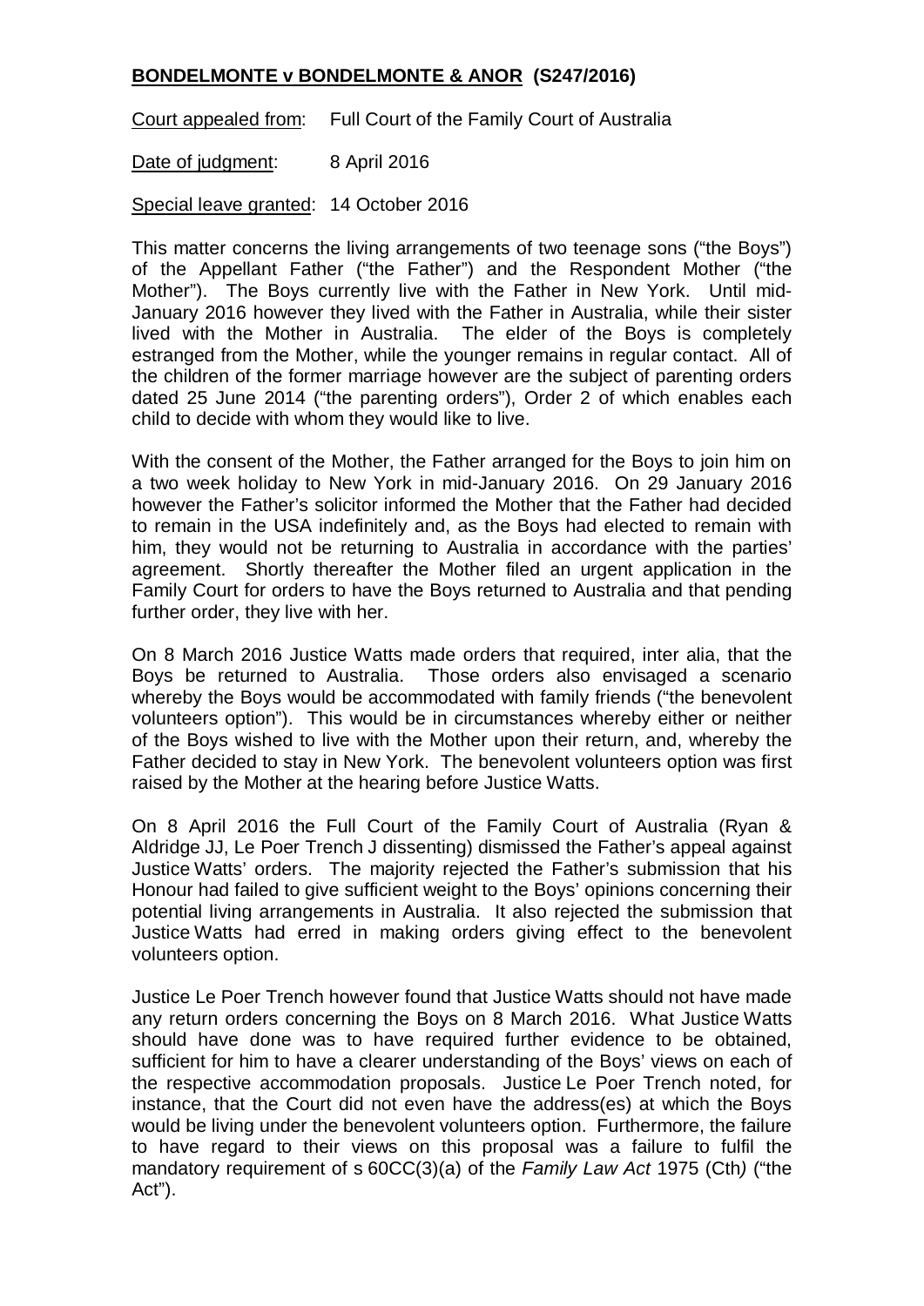**<u>BONDELMONTE v BONDELMONTE & ANOR</u> (S247/2016)**

<u>Court appealed from</u>: Full Court of the Family Court of Australia

<u>Date of judgment</u>: 8 April 2016

<u>Special leave granted</u>: 14 October 2016

This matter concerns the living arrangements of two teenage sons ("the Boys") of the Appellant Father ("the Father") and the Respondent Mother ("the Mother"). The Boys currently live with the Father in New York. Until mid-January 2016 however they lived with the Father in Australia, while their sister lived with the Mother in Australia. The elder of the Boys is completely estranged from the Mother, while the younger remains in regular contact. All of the children of the former marriage however are the subject of parenting orders dated 25 June 2014 ("the parenting orders"), Order 2 of which enables each child to decide with whom they would like to live.

With the consent of the Mother, the Father arranged for the Boys to join him on a two week holiday to New York in mid-January 2016. On 29 January 2016 however the Father's solicitor informed the Mother that the Father had decided to remain in the USA indefinitely and, as the Boys had elected to remain with him, they would not be returning to Australia in accordance with the parties' agreement. Shortly thereafter the Mother filed an urgent application in the Family Court for orders to have the Boys returned to Australia and that pending further order, they live with her.

On 8 March 2016 Justice Watts made orders that required, inter alia, that the Boys be returned to Australia. Those orders also envisaged a scenario whereby the Boys would be accommodated with family friends ("the benevolent volunteers option"). This would be in circumstances whereby either or neither of the Boys wished to live with the Mother upon their return, and, whereby the Father decided to stay in New York. The benevolent volunteers option was first raised by the Mother at the hearing before Justice Watts.

On 8 April 2016 the Full Court of the Family Court of Australia (Ryan & Aldridge JJ, Le Poer Trench J dissenting) dismissed the Father's appeal against Justice Watts' orders. The majority rejected the Father's submission that his Honour had failed to give sufficient weight to the Boys' opinions concerning their potential living arrangements in Australia. It also rejected the submission that Justice Watts had erred in making orders giving effect to the benevolent volunteers option.

Justice Le Poer Trench however found that Justice Watts should not have made any return orders concerning the Boys on 8 March 2016. What Justice Watts should have done was to have required further evidence to be obtained, sufficient for him to have a clearer understanding of the Boys' views on each of the respective accommodation proposals. Justice Le Poer Trench noted, for instance, that the Court did not even have the address(es) at which the Boys would be living under the benevolent volunteers option. Furthermore, the failure to have regard to their views on this proposal was a failure to fulfil the mandatory requirement of s 60CC(3)(a) of the *Family Law Act* 1975 (Cth) ("the Act").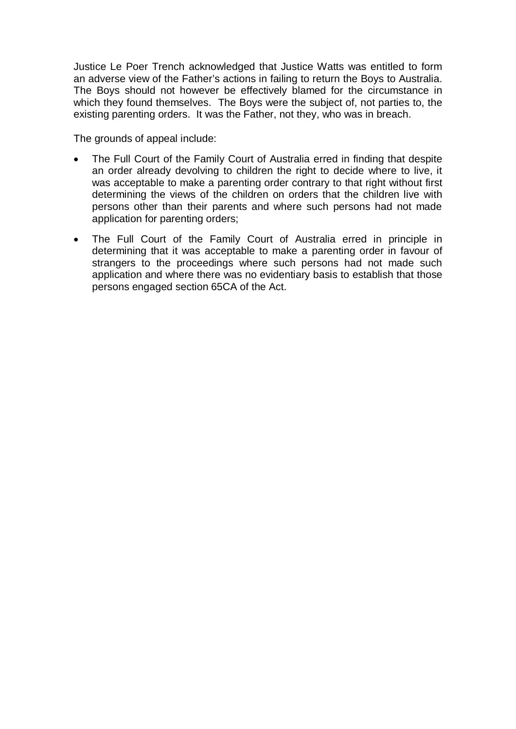Justice Le Poer Trench acknowledged that Justice Watts was entitled to form an adverse view of the Father's actions in failing to return the Boys to Australia. The Boys should not however be effectively blamed for the circumstance in which they found themselves. The Boys were the subject of, not parties to, the existing parenting orders. It was the Father, not they, who was in breach.

The grounds of appeal include:

- The Full Court of the Family Court of Australia erred in finding that despite an order already devolving to children the right to decide where to live, it was acceptable to make a parenting order contrary to that right without first determining the views of the children on orders that the children live with persons other than their parents and where such persons had not made application for parenting orders;
- The Full Court of the Family Court of Australia erred in principle in determining that it was acceptable to make a parenting order in favour of strangers to the proceedings where such persons had not made such application and where there was no evidentiary basis to establish that those persons engaged section 65CA of the Act.